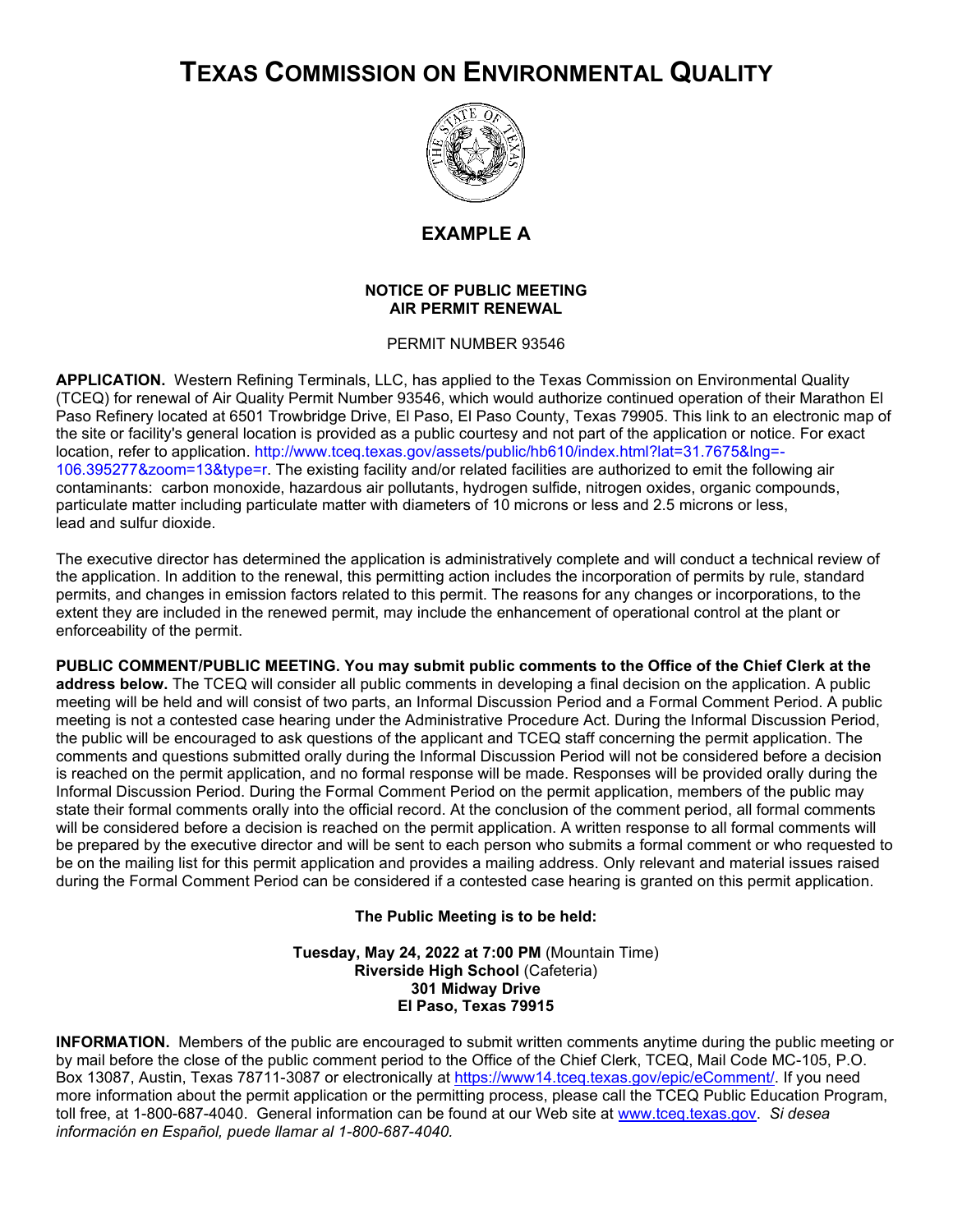# TEXAS COMMISSION ON ENVIRONMENTAL QUALITY

## EXAMPLE A

**NOTICE OF PUBLIC MEETING**
**AIR PERMIT RENEWAL**

PERMIT NUMBER 93546

**APPLICATION.** Western Refining Terminals, LLC, has applied to the Texas Commission on Environmental Quality (TCEQ) for renewal of Air Quality Permit Number 93546, which would authorize continued operation of their Marathon El Paso Refinery located at 6501 Trowbridge Drive, El Paso, El Paso County, Texas 79905. This link to an electronic map of the site or facility's general location is provided as a public courtesy and not part of the application or notice. For exact location, refer to application. http://www.tceq.texas.gov/assets/public/hb610/index.html?lat=31.7675&lng=-106.395277&zoom=13&type=r. The existing facility and/or related facilities are authorized to emit the following air contaminants: carbon monoxide, hazardous air pollutants, hydrogen sulfide, nitrogen oxides, organic compounds, particulate matter including particulate matter with diameters of 10 microns or less and 2.5 microns or less, lead and sulfur dioxide.

The executive director has determined the application is administratively complete and will conduct a technical review of the application. In addition to the renewal, this permitting action includes the incorporation of permits by rule, standard permits, and changes in emission factors related to this permit. The reasons for any changes or incorporations, to the extent they are included in the renewed permit, may include the enhancement of operational control at the plant or enforceability of the permit.

**PUBLIC COMMENT/PUBLIC MEETING. You may submit public comments to the Office of the Chief Clerk at the address below.** The TCEQ will consider all public comments in developing a final decision on the application. A public meeting will be held and will consist of two parts, an Informal Discussion Period and a Formal Comment Period. A public meeting is not a contested case hearing under the Administrative Procedure Act. During the Informal Discussion Period, the public will be encouraged to ask questions of the applicant and TCEQ staff concerning the permit application. The comments and questions submitted orally during the Informal Discussion Period will not be considered before a decision is reached on the permit application, and no formal response will be made. Responses will be provided orally during the Informal Discussion Period. During the Formal Comment Period on the permit application, members of the public may state their formal comments orally into the official record. At the conclusion of the comment period, all formal comments will be considered before a decision is reached on the permit application. A written response to all formal comments will be prepared by the executive director and will be sent to each person who submits a formal comment or who requested to be on the mailing list for this permit application and provides a mailing address. Only relevant and material issues raised during the Formal Comment Period can be considered if a contested case hearing is granted on this permit application.

**The Public Meeting is to be held:**

**Tuesday, May 24, 2022 at 7:00 PM** (Mountain Time)
**Riverside High School** (Cafeteria)
**301 Midway Drive**
**El Paso, Texas 79915**

**INFORMATION.** Members of the public are encouraged to submit written comments anytime during the public meeting or by mail before the close of the public comment period to the Office of the Chief Clerk, TCEQ, Mail Code MC-105, P.O. Box 13087, Austin, Texas 78711-3087 or electronically at https://www14.tceq.texas.gov/epic/eComment/. If you need more information about the permit application or the permitting process, please call the TCEQ Public Education Program, toll free, at 1-800-687-4040. General information can be found at our Web site at www.tceq.texas.gov. *Si desea información en Español, puede llamar al 1-800-687-4040.*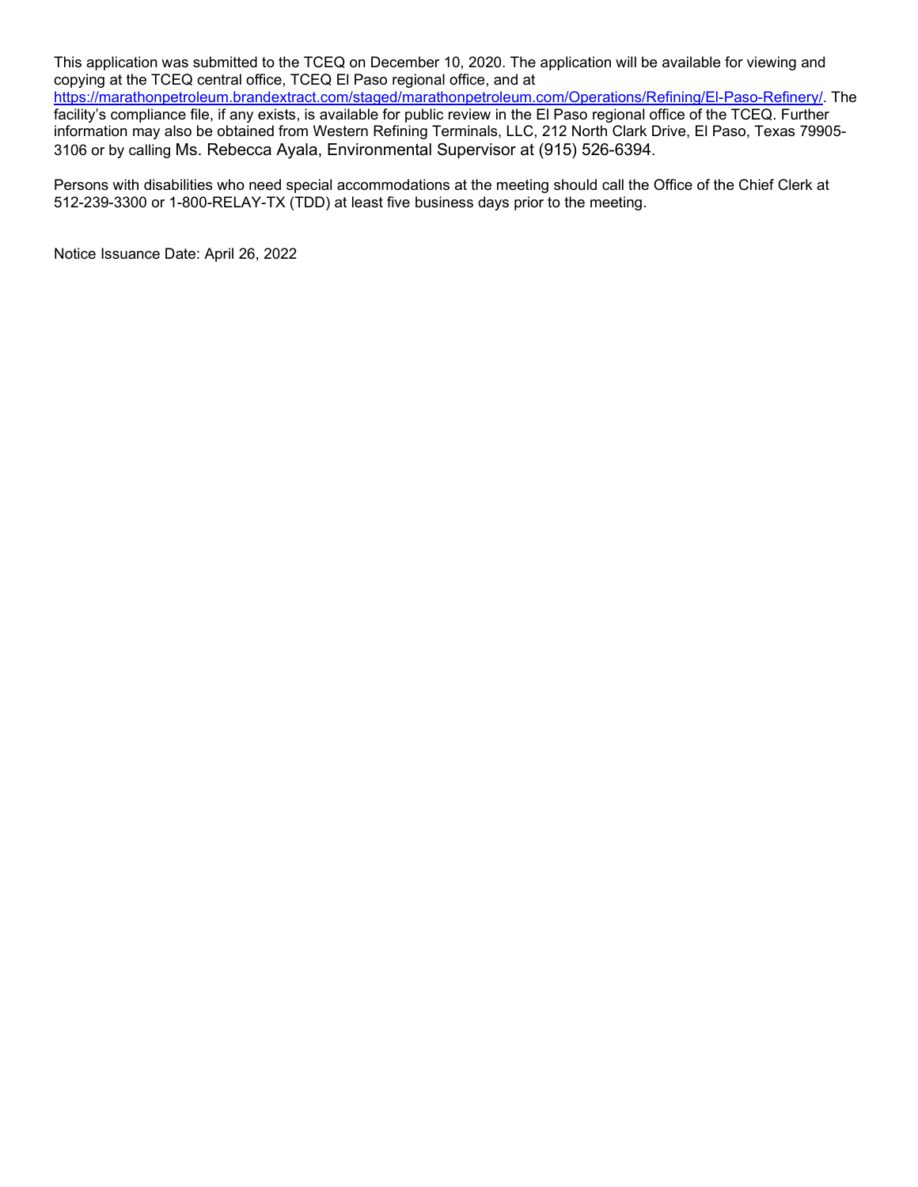This application was submitted to the TCEQ on December 10, 2020. The application will be available for viewing and copying at the TCEQ central office, TCEQ El Paso regional office, and at https://marathonpetroleum.brandextract.com/staged/marathonpetroleum.com/Operations/Refining/El-Paso-Refinery/. The facility's compliance file, if any exists, is available for public review in the El Paso regional office of the TCEQ. Further information may also be obtained from Western Refining Terminals, LLC, 212 North Clark Drive, El Paso, Texas 79905-3106 or by calling Ms. Rebecca Ayala, Environmental Supervisor at (915) 526-6394.

Persons with disabilities who need special accommodations at the meeting should call the Office of the Chief Clerk at 512-239-3300 or 1-800-RELAY-TX (TDD) at least five business days prior to the meeting.

Notice Issuance Date: April 26, 2022